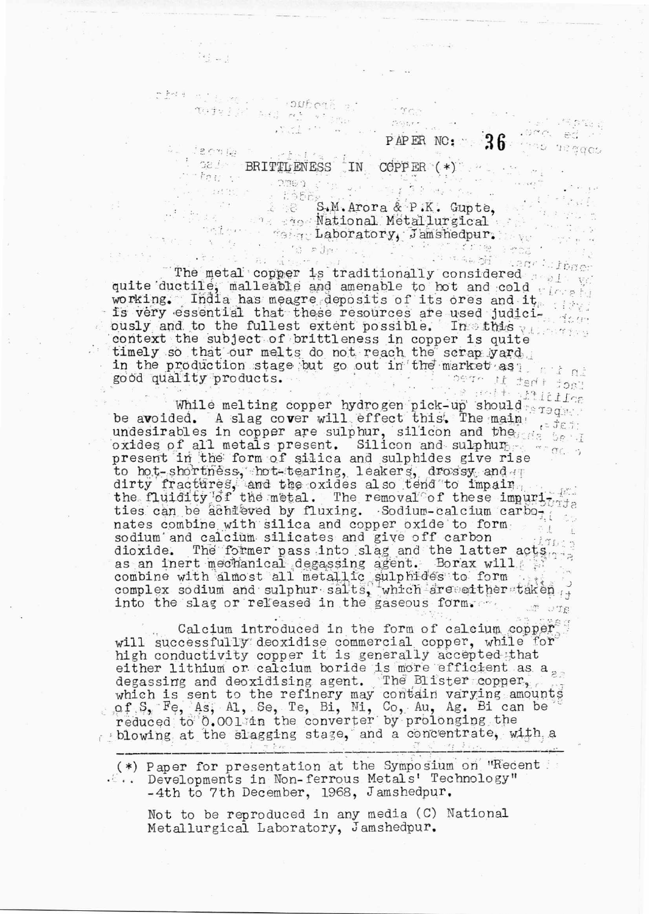PAPER NO: 36

# BRITTLENESS IN COPPER (*)

S.M. Arora & P.K. Gupte,
National Metallurgical Laboratory, Jamshedpur.

The metal copper is traditionally considered quite ductile, malleable and amenable to hot and cold working. India has meagre deposits of its ores and it is very essential that these resources are used judiciously and to the fullest extent possible. In this context the subject of brittleness in copper is quite timely so that our melts do not reach the scrap yard in the production stage but go out in the market as good quality products.

While melting copper hydrogen pick-up should be avoided. A slag cover will effect this. The main undesirables in copper are sulphur, silicon and the oxides of all metals present. Silicon and sulphur present in the form of silica and sulphides give rise to hot-shortness, hot-tearing, leakers, drossy and dirty fractures, and the oxides also tend to impair the fluidity of the metal. The removal of these impurities can be achieved by fluxing. Sodium-calcium carbonates combine with silica and copper oxide to form sodium and calcium silicates and give off carbon dioxide. The former pass into slag and the latter acts as an inert mechanical degassing agent. Borax will combine with almost all metallic sulphides to form complex sodium and sulphur salts, which are either taken into the slag or released in the gaseous form.

Calcium introduced in the form of calcium copper will successfully deoxidise commercial copper, while for high conductivity copper it is generally accepted that either lithium or calcium boride is more efficient as a degassing and deoxidising agent. The Blister copper, which is sent to the refinery may contain varying amounts of S, Fe, As, Al, Se, Te, Bi, Ni, Co, Au, Ag. Bi can be reduced to 0.001 in the converter by prolonging the blowing at the slagging stage, and a concentrate, with a

(*) Paper for presentation at the Symposium on "Recent Developments in Non-ferrous Metals' Technology" -4th to 7th December, 1968, Jamshedpur.

Not to be reproduced in any media (C) National Metallurgical Laboratory, Jamshedpur.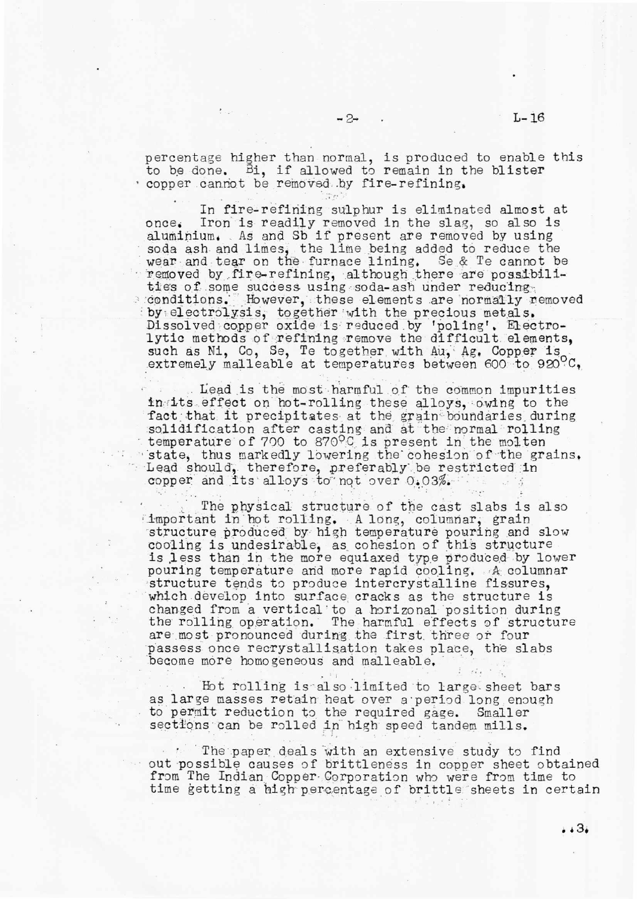percentage higher than normal, is produced to enable this to be done. Bi, if allowed to remain in the blister copper cannot be removed by fire-refining.

In fire-refining sulphur is eliminated almost at once. Iron is readily removed in the slag, so also is aluminium. As and Sb if present are removed by using soda ash and limes, the lime being added to reduce the wear and tear on the furnace lining. Se & Te cannot be removed by fire-refining, although there are possibilities of some success using soda-ash under reducing conditions. However, these elements are normally removed by electrolysis, together with the precious metals. Dissolved copper oxide is reduced by 'poling'. Electrolytic methods of refining remove the difficult elements, such as Ni, Co, Se, Te together with Au, Ag. Copper is extremely malleable at temperatures between 600 to 920°C.

Lead is the most harmful of the common impurities in its effect on hot-rolling these alloys, owing to the fact that it precipitates at the grain boundaries during solidification after casting and at the normal rolling temperature of 700 to 870°C is present in the molten state, thus markedly lowering the cohesion of the grains. Lead should, therefore, preferably be restricted in copper and its alloys to not over 0.03%.

The physical structure of the cast slabs is also important in hot rolling. A long, columnar, grain structure produced by high temperature pouring and slow cooling is undesirable, as cohesion of this structure is less than in the more equiaxed type produced by lower pouring temperature and more rapid cooling. A columnar structure tends to produce intercrystalline fissures, which develop into surface cracks as the structure is changed from a vertical to a horizontal position during the rolling operation. The harmful effects of structure are most pronounced during the first three or four passess once recrystallisation takes place, the slabs become more homogeneous and malleable.

Hot rolling is also limited to large sheet bars as large masses retain heat over a period long enough to permit reduction to the required gage. Smaller sections can be rolled in high speed tandem mills.

The paper deals with an extensive study to find out possible causes of brittleness in copper sheet obtained from The Indian Copper Corporation who were from time to time getting a high percentage of brittle sheets in certain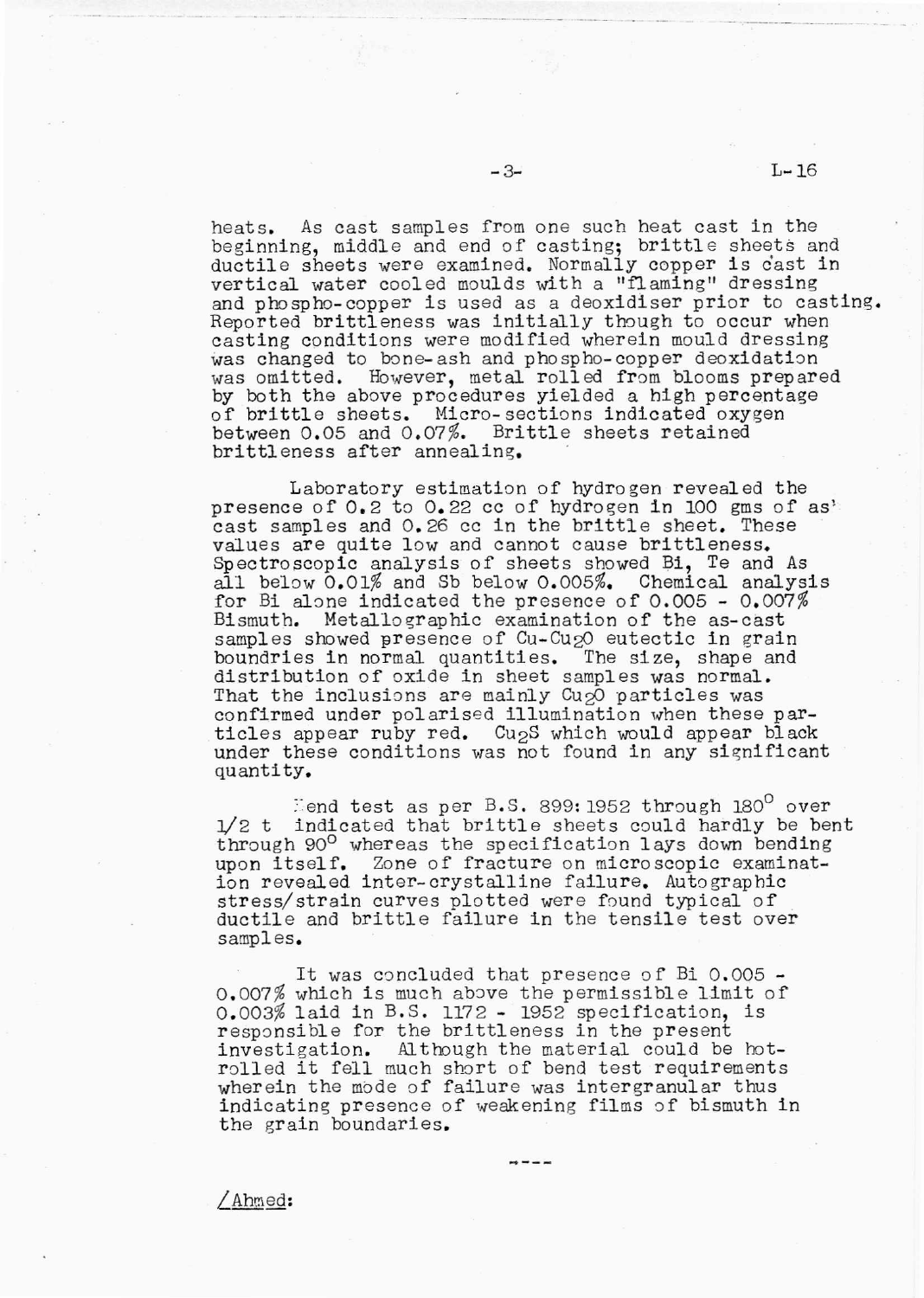heats. As cast samples from one such heat cast in the beginning, middle and end of casting; brittle sheets and ductile sheets were examined. Normally copper is cast in vertical water cooled moulds with a "flaming" dressing and phospho-copper is used as a deoxidiser prior to casting. Reported brittleness was initially though to occur when casting conditions were modified wherein mould dressing was changed to bone-ash and phospho-copper deoxidation was omitted. However, metal rolled from blooms prepared by both the above procedures yielded a high percentage of brittle sheets. Micro-sections indicated oxygen between 0.05 and 0.07%. Brittle sheets retained brittleness after annealing.

Laboratory estimation of hydrogen revealed the presence of 0.2 to 0.22 cc of hydrogen in 100 gms of as cast samples and 0.26 cc in the brittle sheet. These values are quite low and cannot cause brittleness. Spectroscopic analysis of sheets showed Bi, Te and As all below 0.01% and Sb below 0.005%. Chemical analysis for Bi alone indicated the presence of 0.005 - 0.007% Bismuth. Metallographic examination of the as-cast samples showed presence of $Cu$-$Cu_2O$ eutectic in grain boundries in normal quantities. The size, shape and distribution of oxide in sheet samples was normal. That the inclusions are mainly $Cu_2O$ particles was confirmed under polarised illumination when these particles appear ruby red. $Cu_2S$ which would appear black under these conditions was not found in any significant quantity.

Bend test as per B.S. 899:1952 through 180° over 1/2 t indicated that brittle sheets could hardly be bent through 90° whereas the specification lays down bending upon itself. Zone of fracture on microscopic examination revealed inter-crystalline failure. Autographic stress/strain curves plotted were found typical of ductile and brittle failure in the tensile test over samples.

It was concluded that presence of Bi 0.005 - 0.007% which is much above the permissible limit of 0.003% laid in B.S. 1172 - 1952 specification, is responsible for the brittleness in the present investigation. Although the material could be hot-rolled it fell much short of bend test requirements wherein the mode of failure was intergranular thus indicating presence of weakening films of bismuth in the grain boundaries.

----

/Ahmed: